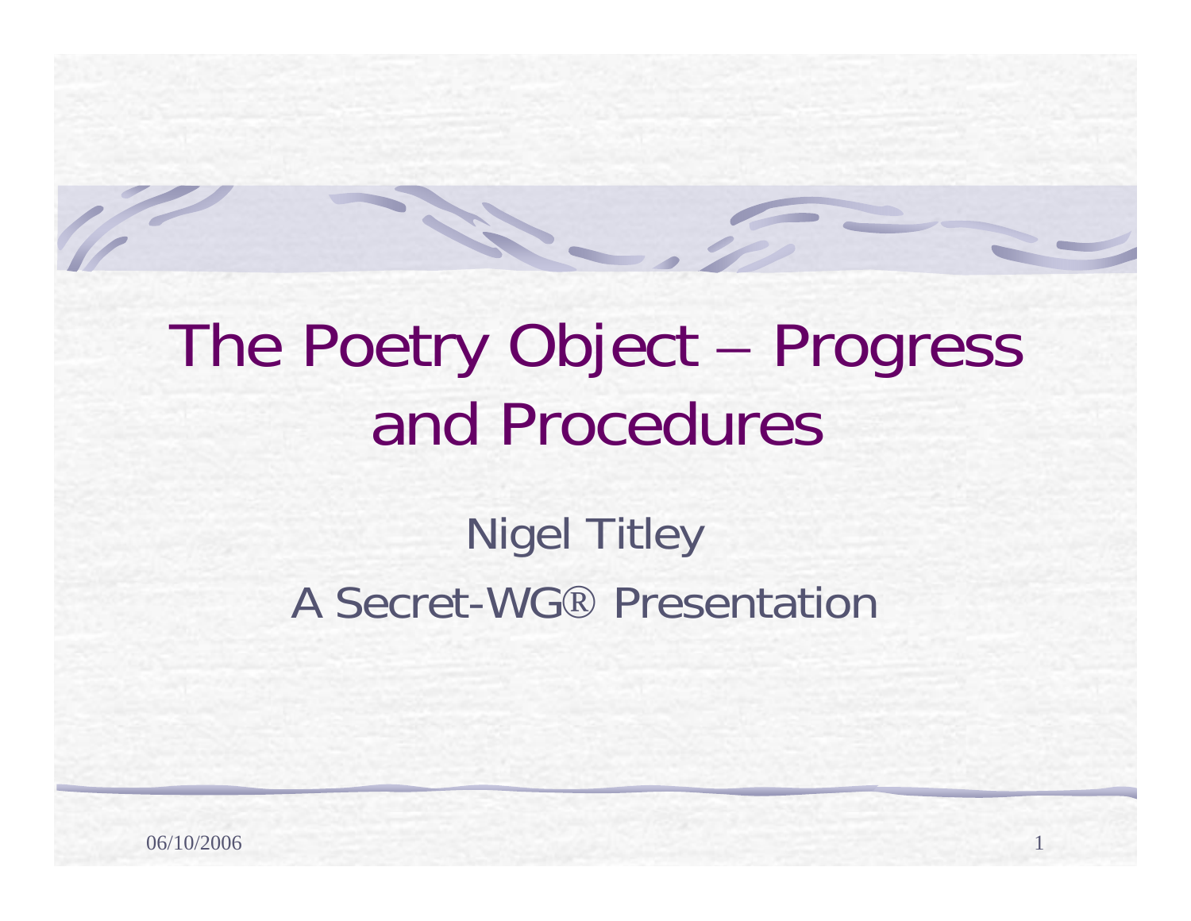# The Poetry Object – Progress and Procedures

Nigel Titley

A Secret-WG® Presentation

06/10/2006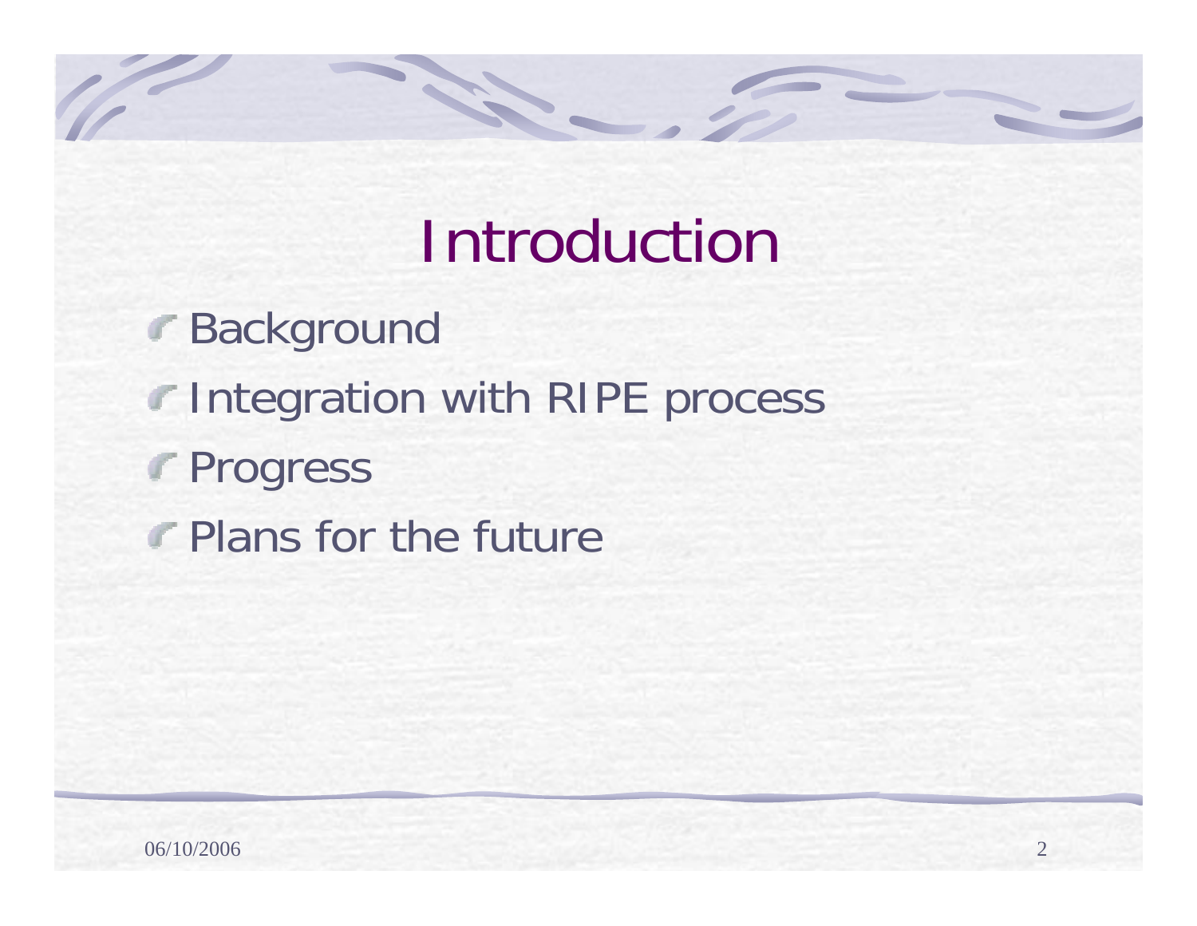# Introduction

- Background
- Integration with RIPE process
- Progress
- Plans for the future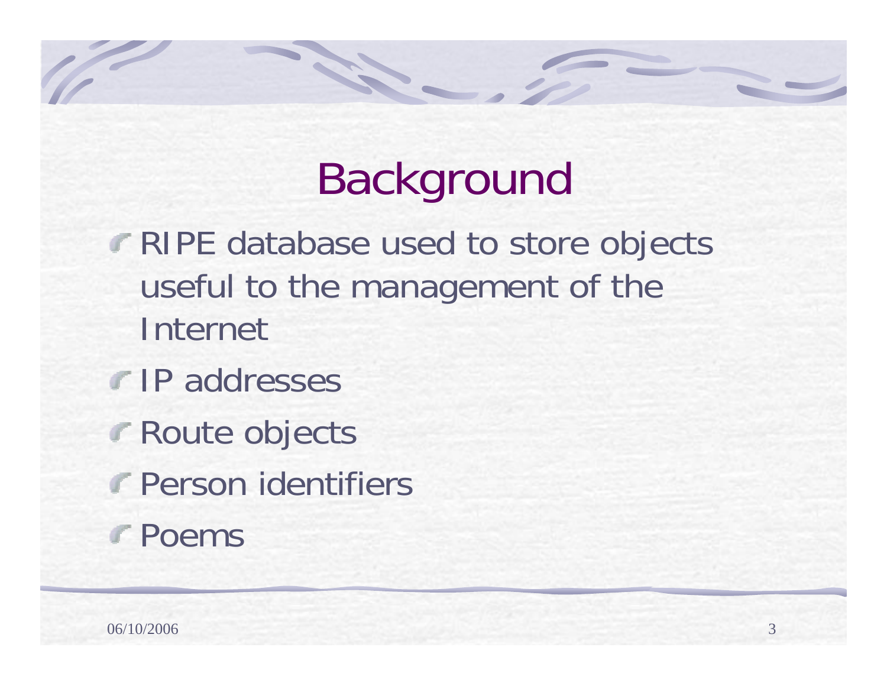# Background

- RIPE database used to store objects useful to the management of the Internet
- IP addresses
- Route objects
- Person identifiers
- Poems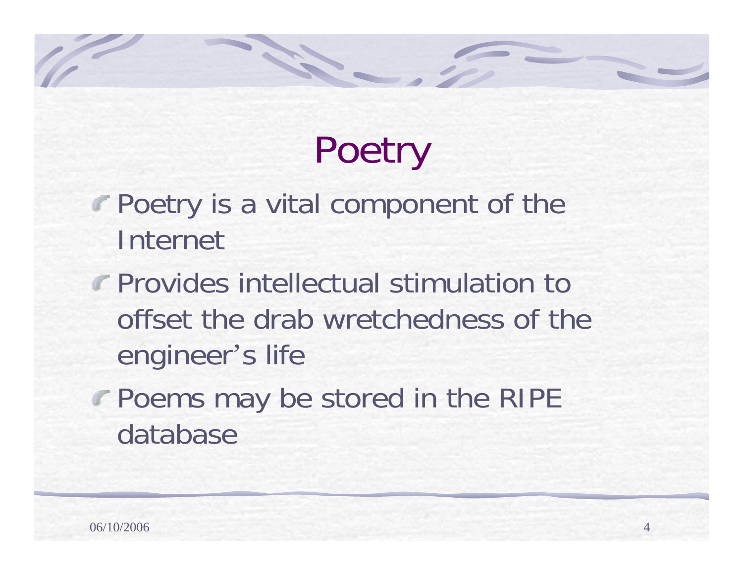# Poetry

- Poetry is a vital component of the Internet
- Provides intellectual stimulation to offset the drab wretchedness of the engineer's life
- Poems may be stored in the RIPE database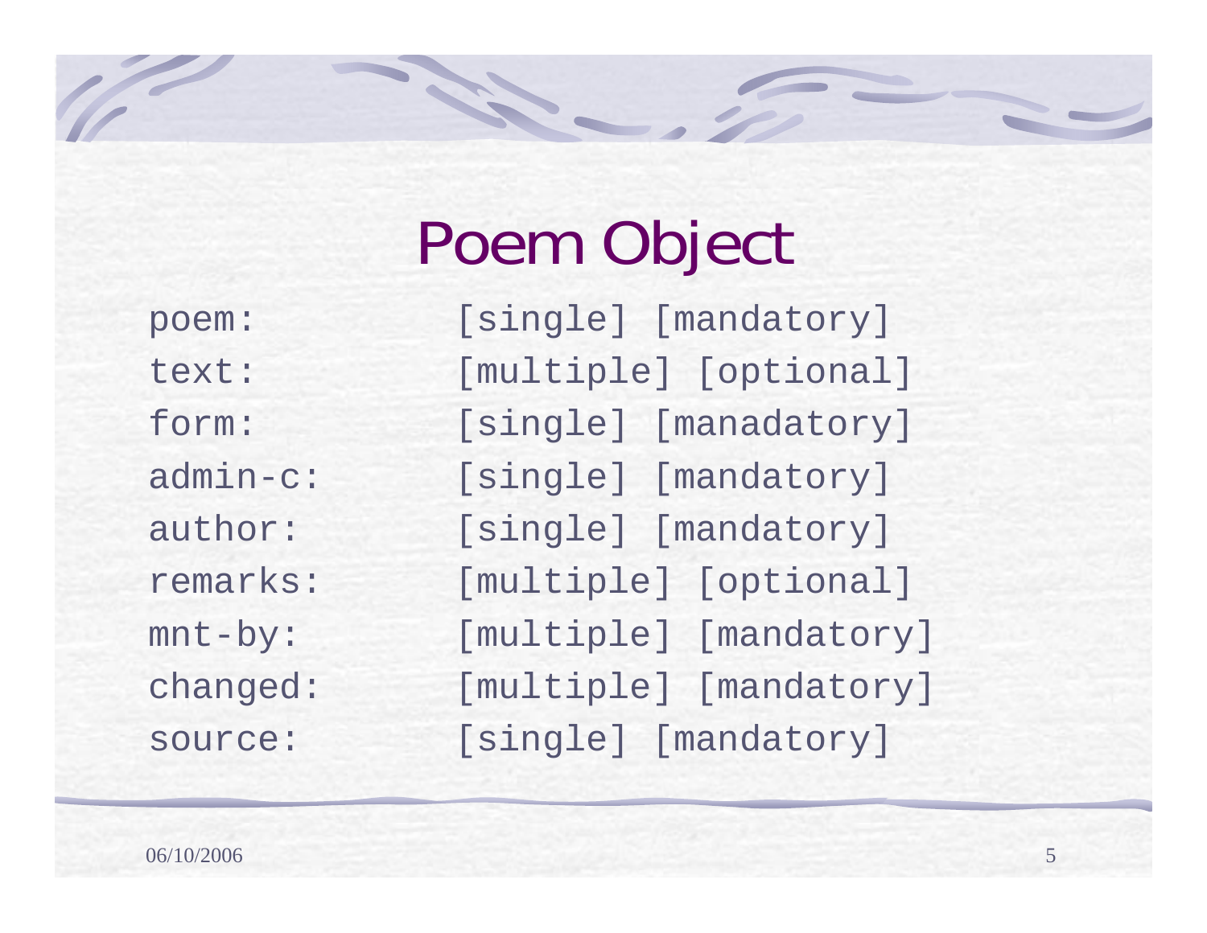# Poem Object

```
poem:           [single] [mandatory]
text:           [multiple] [optional]
form:           [single] [manadatory]
admin-c:        [single] [mandatory]
author:         [single] [mandatory]
remarks:        [multiple] [optional]
mnt-by:         [multiple] [mandatory]
changed:        [multiple] [mandatory]
source:         [single] [mandatory]
```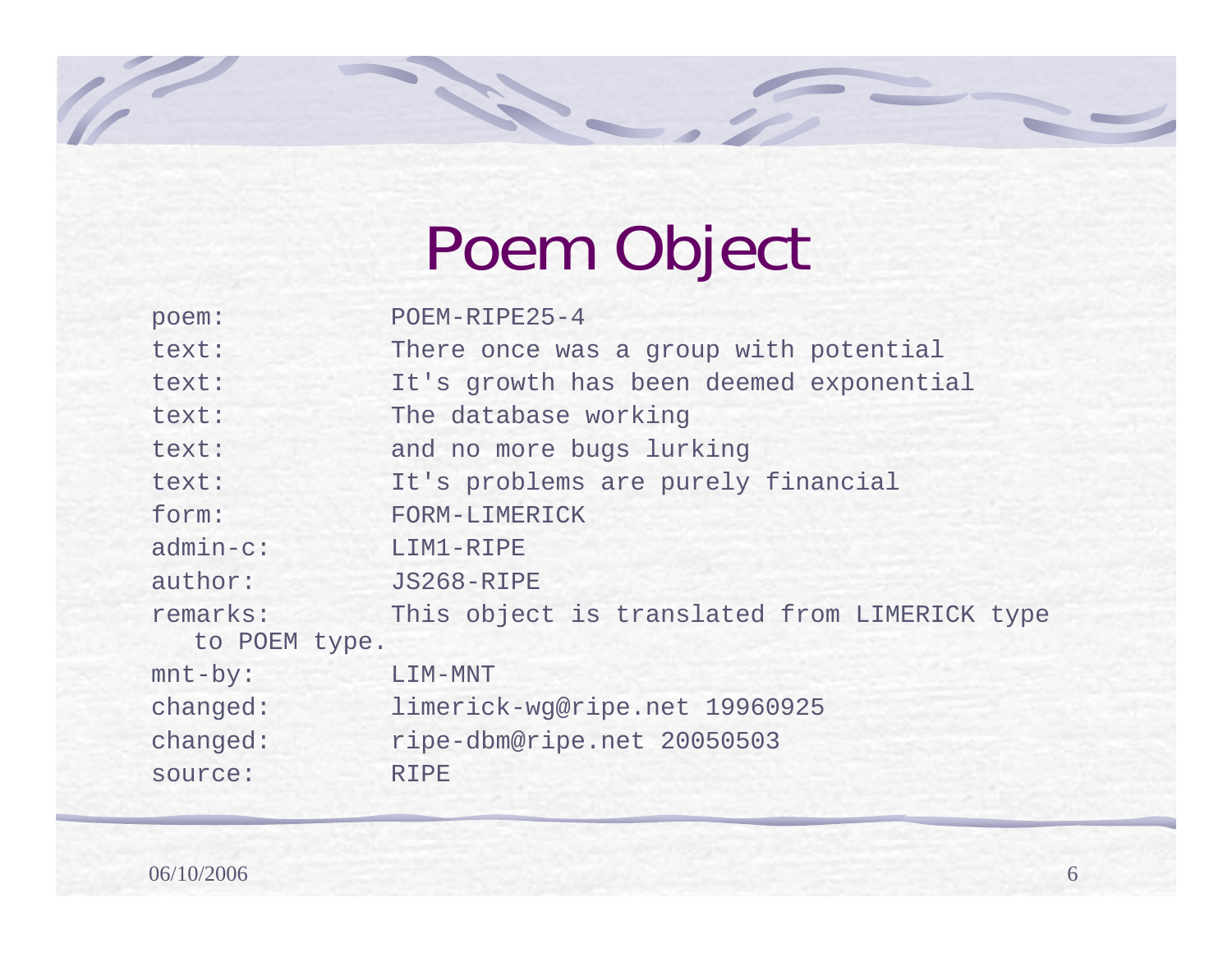# Poem Object

```
poem:           POEM-RIPE25-4
text:           There once was a group with potential
text:           It's growth has been deemed exponential
text:           The database working
text:           and no more bugs lurking
text:           It's problems are purely financial
form:           FORM-LIMERICK
admin-c:        LIM1-RIPE
author:         JS268-RIPE
remarks:        This object is translated from LIMERICK type
   to POEM type.
mnt-by:         LIM-MNT
changed:        limerick-wg@ripe.net 19960925
changed:        ripe-dbm@ripe.net 20050503
source:         RIPE
```

06/10/2006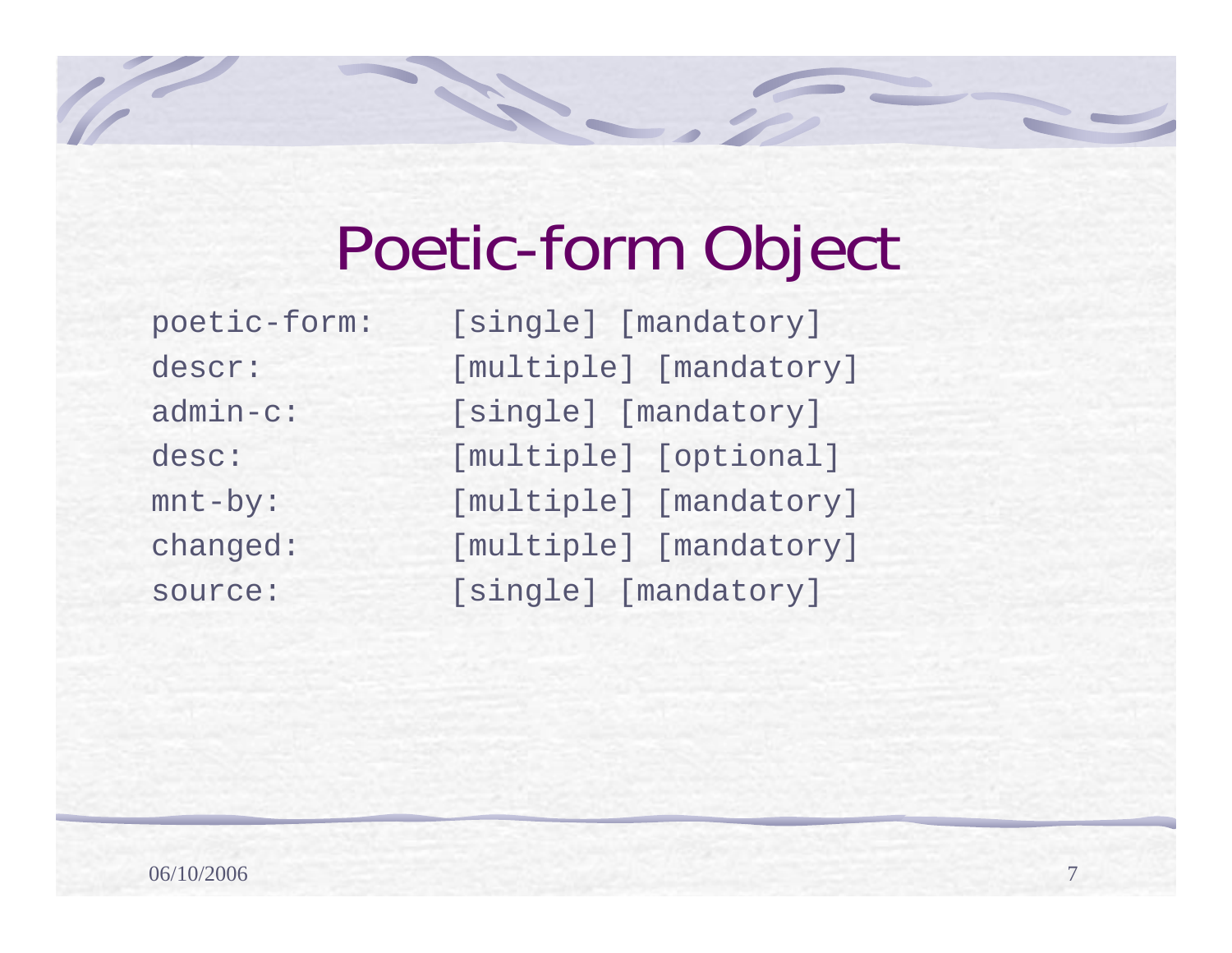# Poetic-form Object

```
poetic-form:     [single] [mandatory]
descr:           [multiple] [mandatory]
admin-c:         [single] [mandatory]
desc:            [multiple] [optional]
mnt-by:          [multiple] [mandatory]
changed:         [multiple] [mandatory]
source:          [single] [mandatory]
```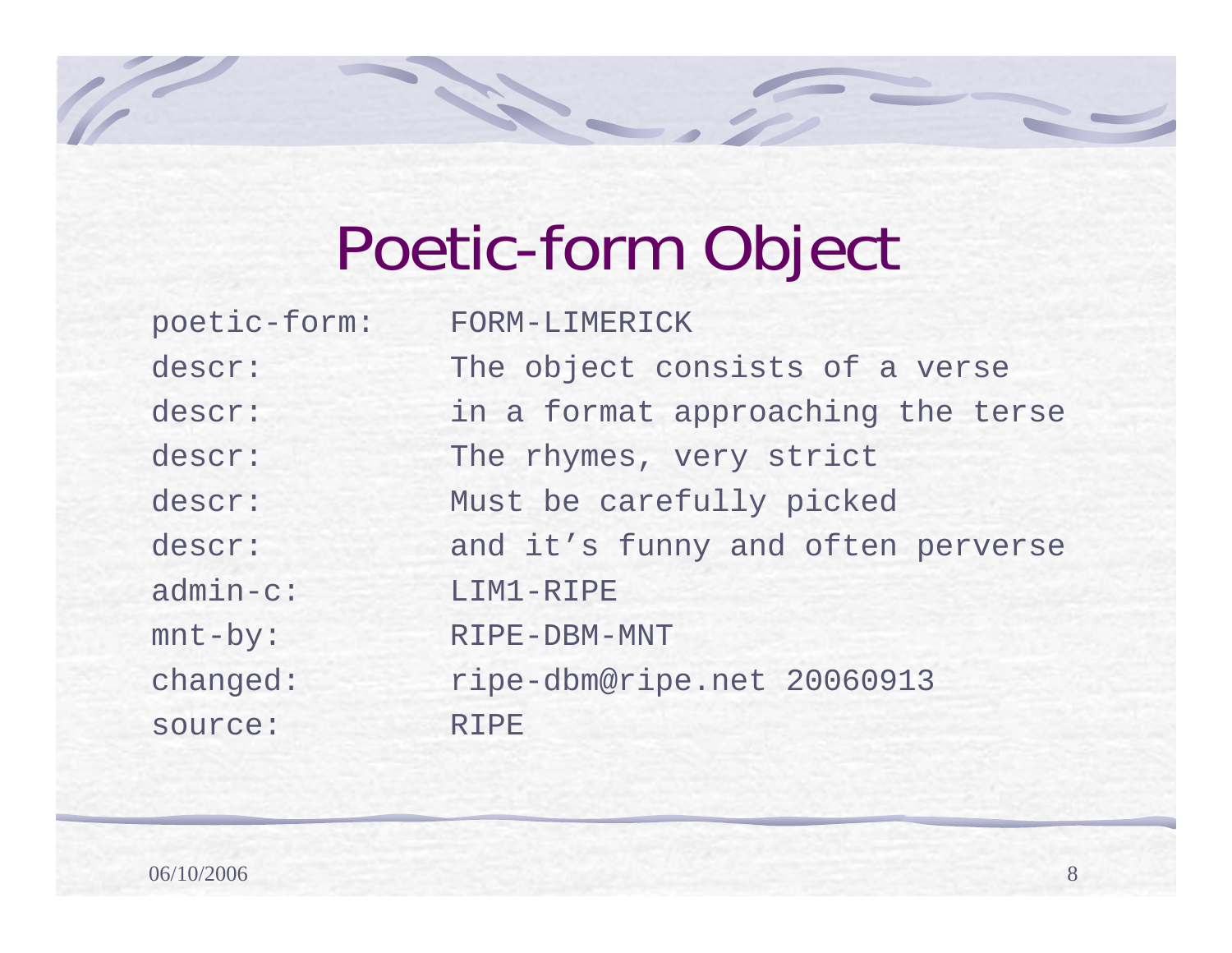# Poetic-form Object

```
poetic-form:    FORM-LIMERICK
descr:          The object consists of a verse
descr:          in a format approaching the terse
descr:          The rhymes, very strict
descr:          Must be carefully picked
descr:          and it’s funny and often perverse
admin-c:        LIM1-RIPE
mnt-by:         RIPE-DBM-MNT
changed:        ripe-dbm@ripe.net 20060913
source:         RIPE
```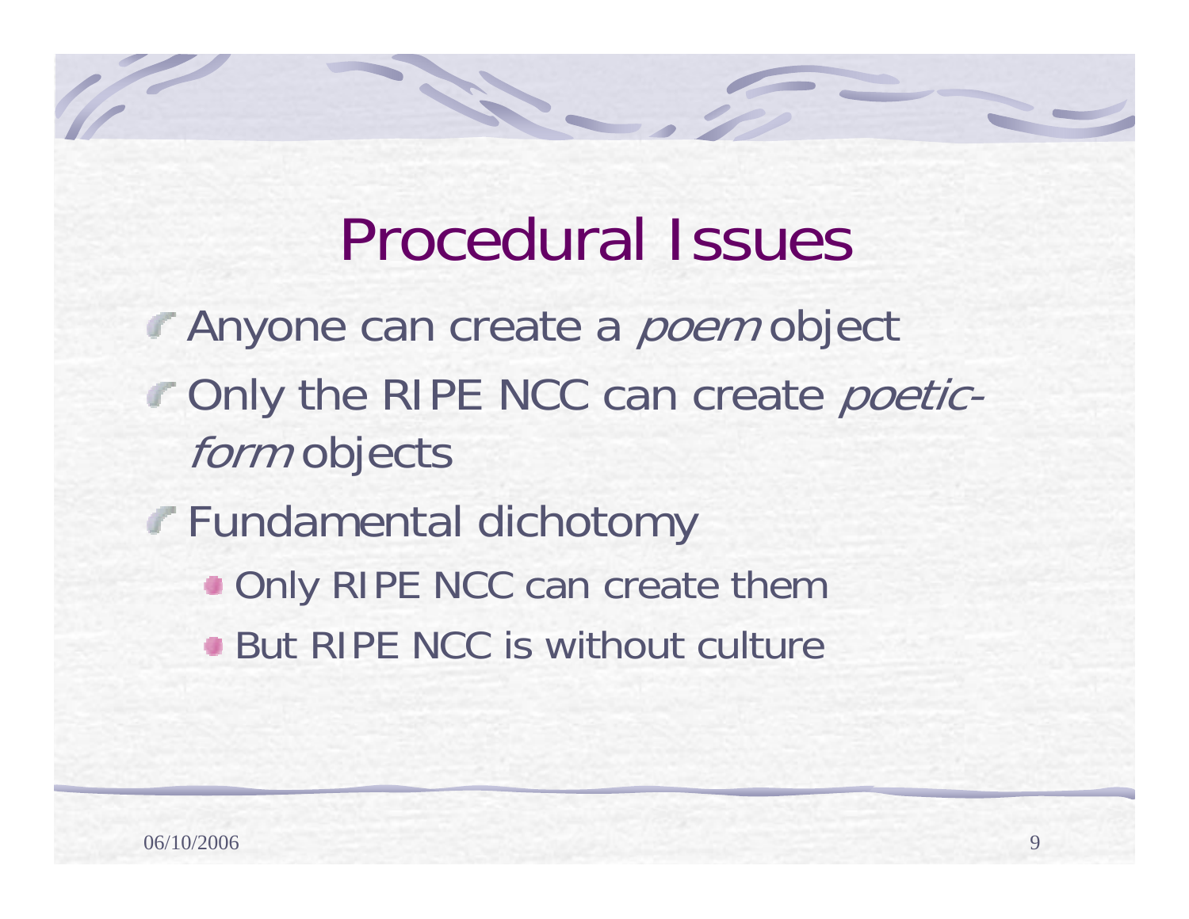# Procedural Issues

- Anyone can create a *poem* object
- Only the RIPE NCC can create *poetic-form* objects
- Fundamental dichotomy
  - Only RIPE NCC can create them
  - But RIPE NCC is without culture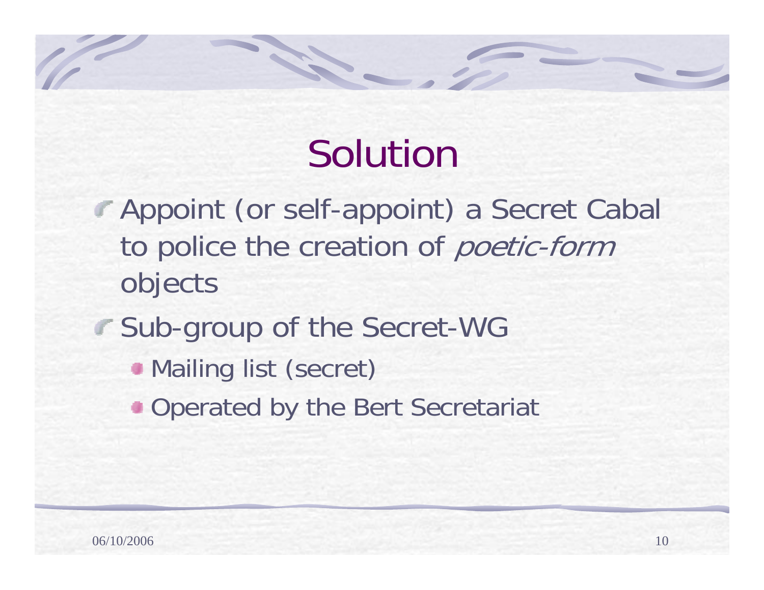# Solution

- Appoint (or self-appoint) a Secret Cabal to police the creation of *poetic-form* objects
- Sub-group of the Secret-WG
  - Mailing list (secret)
  - Operated by the Bert Secretariat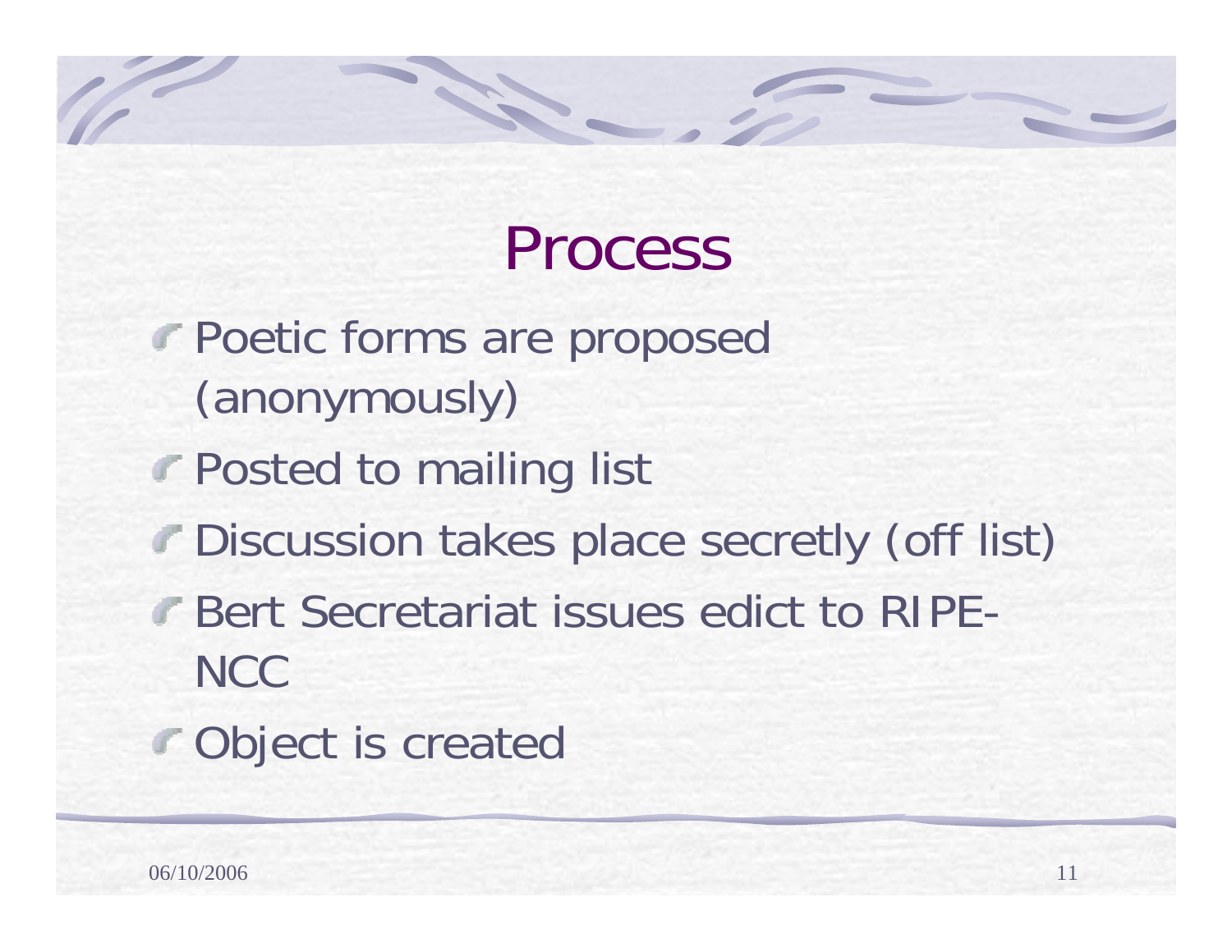# Process

- Poetic forms are proposed (anonymously)
- Posted to mailing list
- Discussion takes place secretly (off list)
- Bert Secretariat issues edict to RIPE-NCC
- Object is created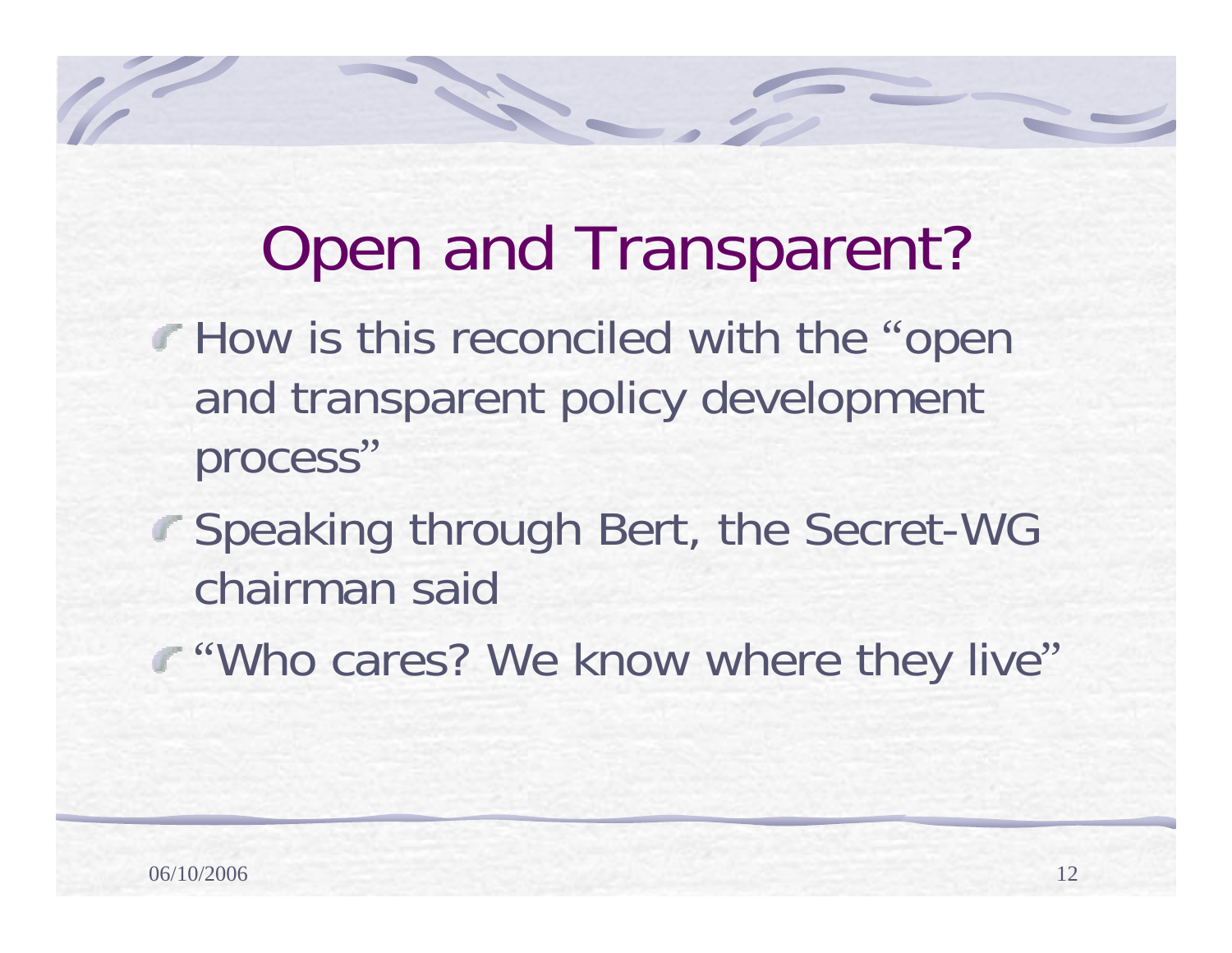# Open and Transparent?

- How is this reconciled with the "open and transparent policy development process"
- Speaking through Bert, the Secret-WG chairman said
- "Who cares? We know where they live"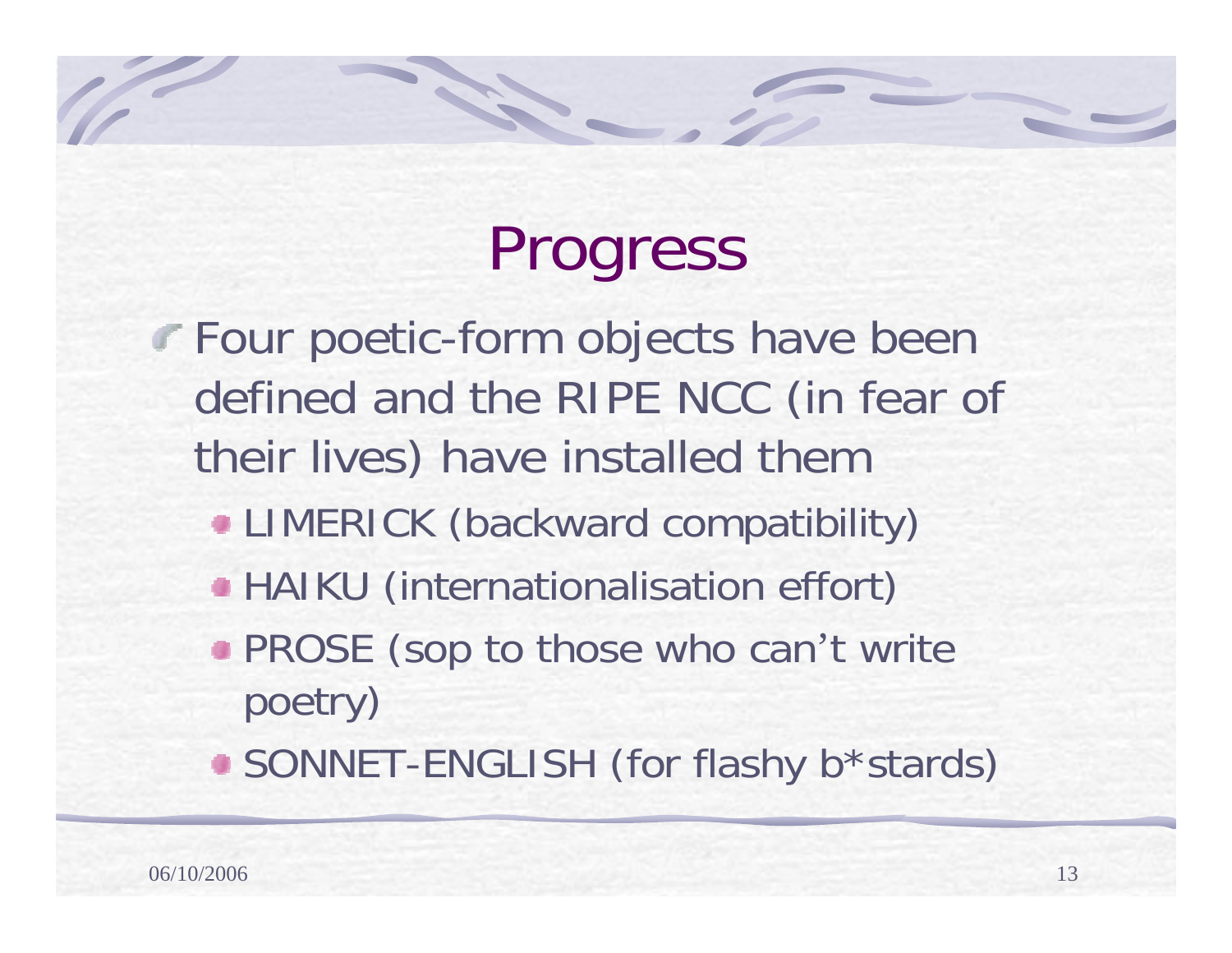# Progress

- Four poetic-form objects have been defined and the RIPE NCC (in fear of their lives) have installed them
  - LIMERICK (backward compatibility)
  - HAIKU (internationalisation effort)
  - PROSE (sop to those who can't write poetry)
  - SONNET-ENGLISH (for flashy b*stards)

06/10/2006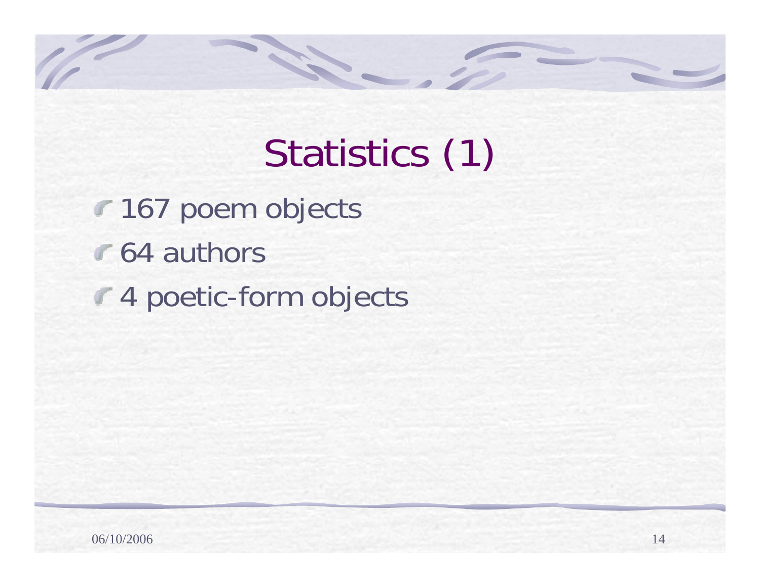# Statistics (1)

- 167 poem objects
- 64 authors
- 4 poetic-form objects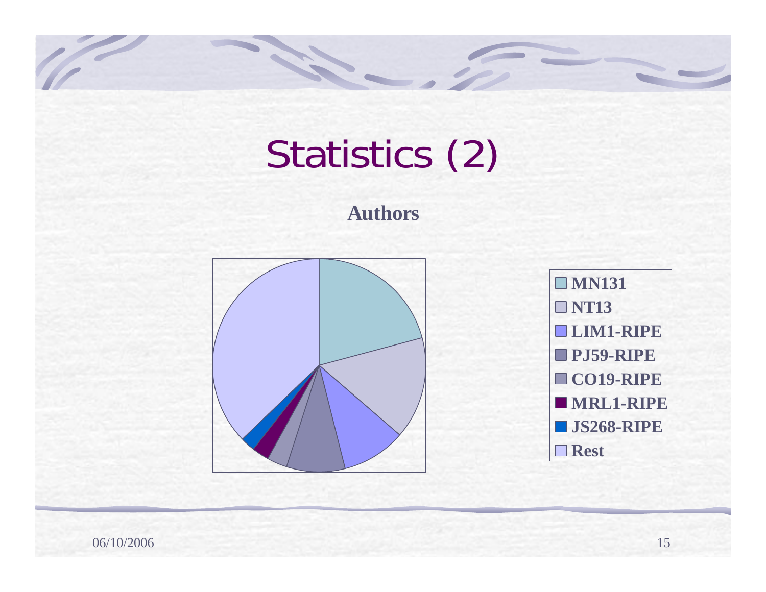# Statistics (2)

**Authors**

- MN131
- NT13
- LIM1-RIPE
- PJ59-RIPE
- CO19-RIPE
- MRL1-RIPE
- JS268-RIPE
- Rest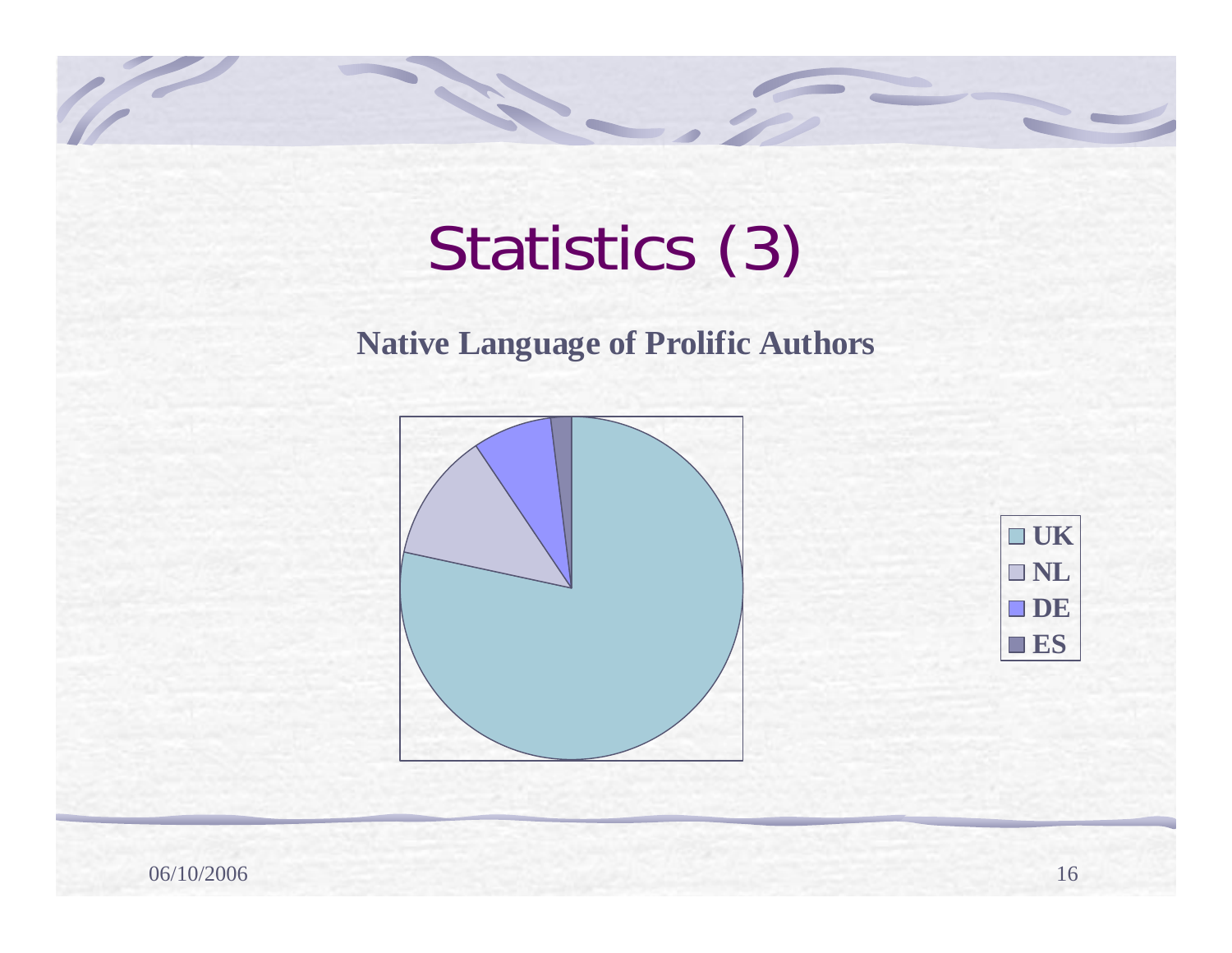# Statistics (3)

**Native Language of Prolific Authors**

- UK
- NL
- DE
- ES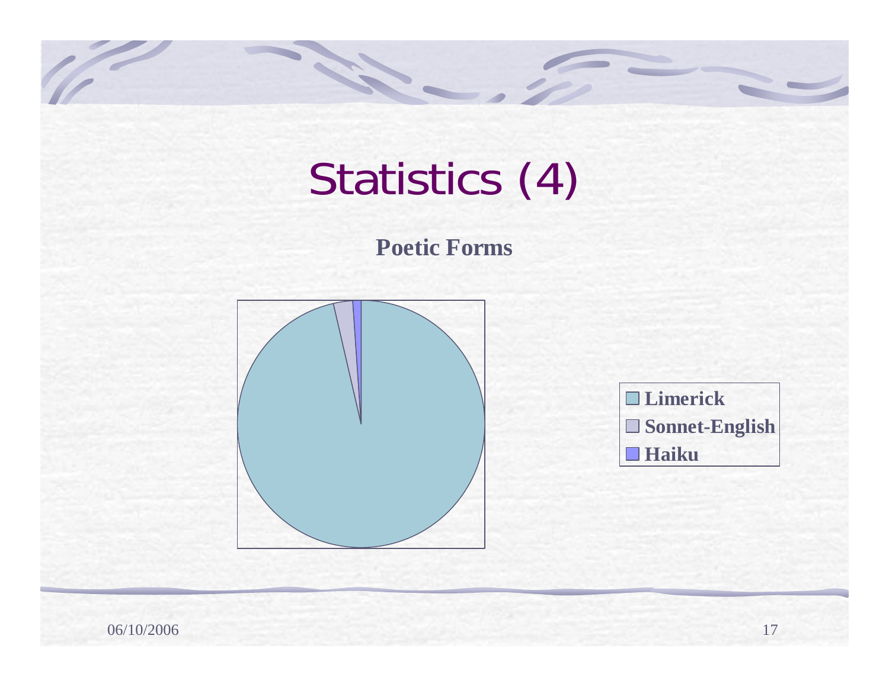# Statistics (4)

**Poetic Forms**

- Limerick
- Sonnet-English
- Haiku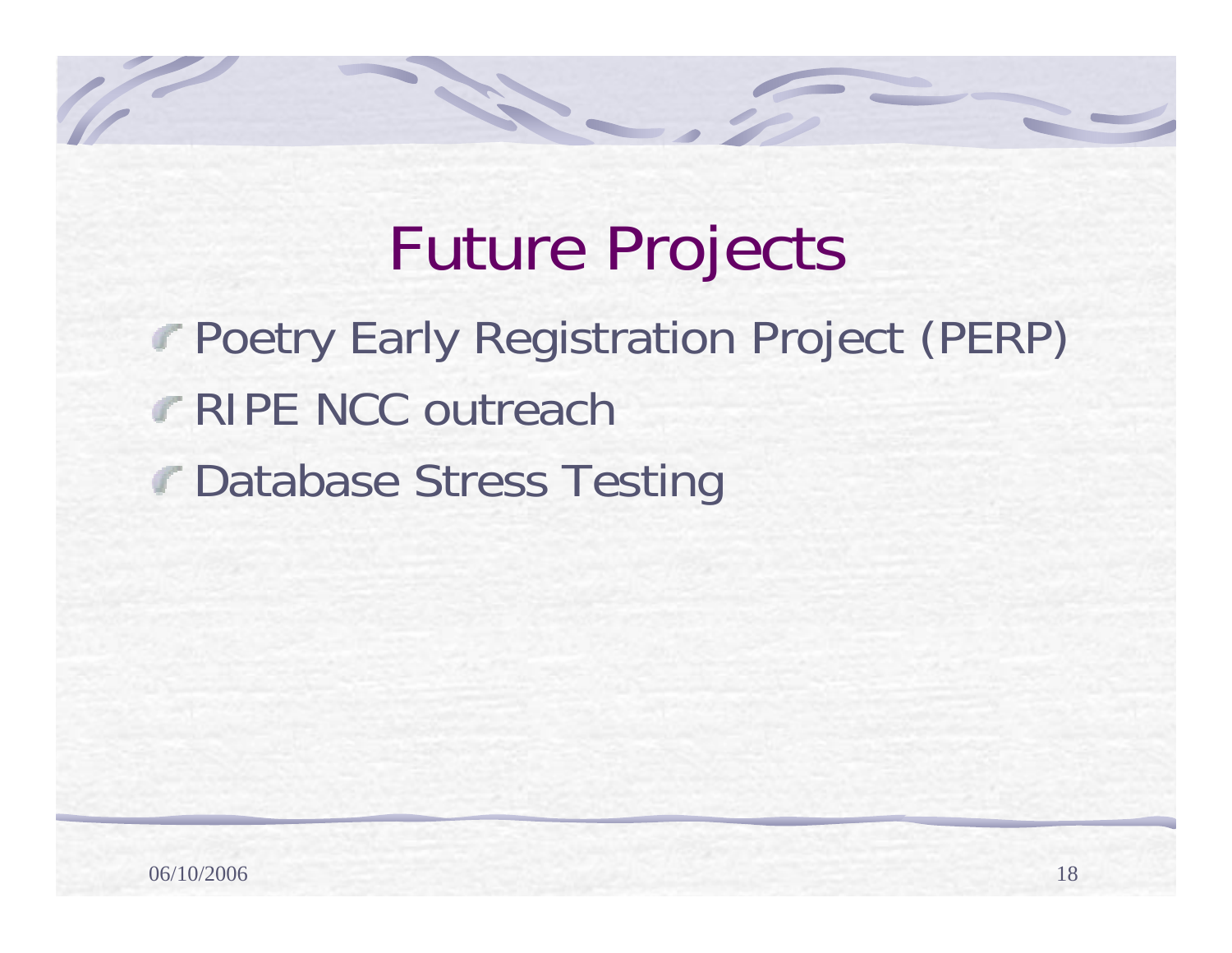# Future Projects

- Poetry Early Registration Project (PERP)
- RIPE NCC outreach
- Database Stress Testing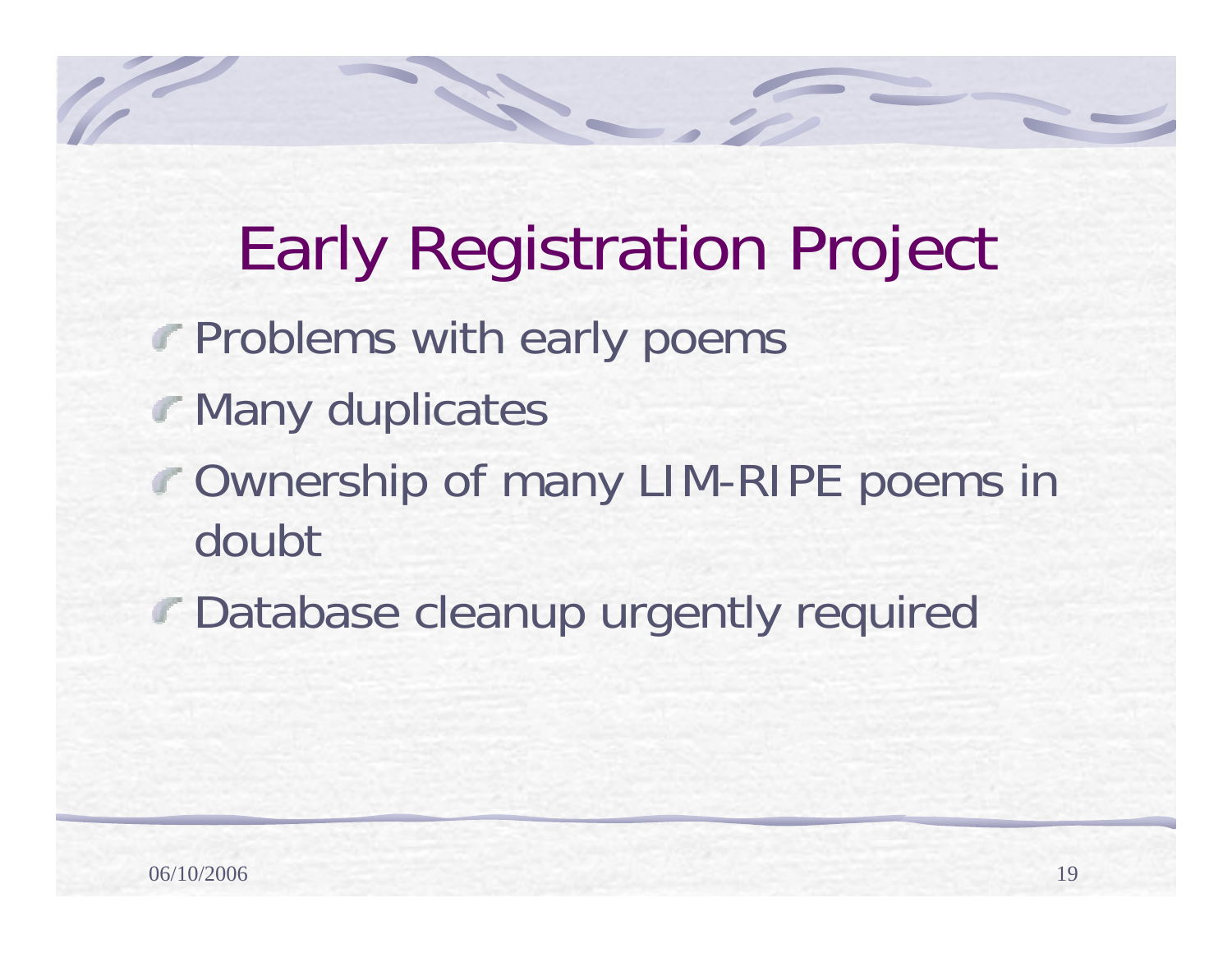# Early Registration Project

- Problems with early poems
- Many duplicates
- Ownership of many LIM-RIPE poems in doubt
- Database cleanup urgently required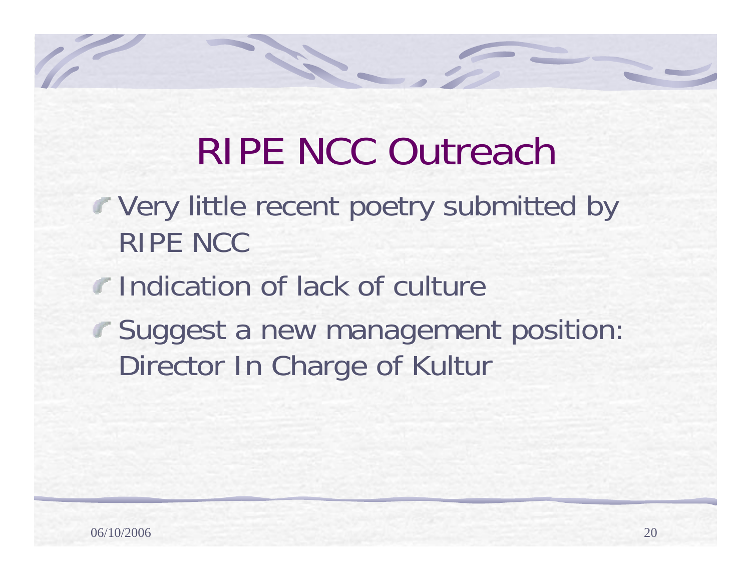# RIPE NCC Outreach

- Very little recent poetry submitted by RIPE NCC
- Indication of lack of culture
- Suggest a new management position: Director In Charge of Kultur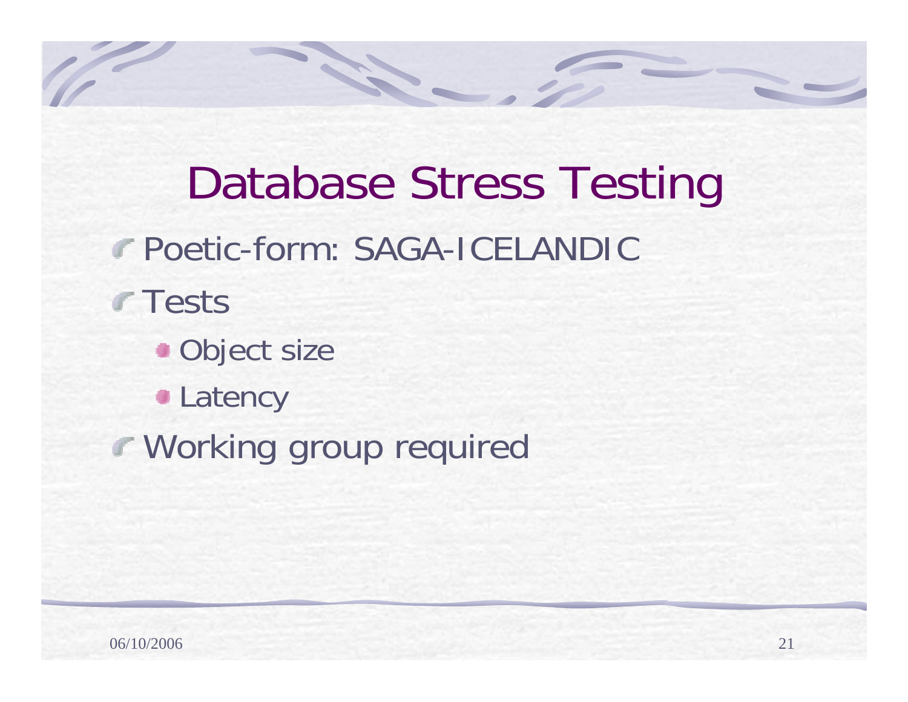# Database Stress Testing

- Poetic-form: SAGA-ICELANDIC
- Tests
  - Object size
  - Latency
- Working group required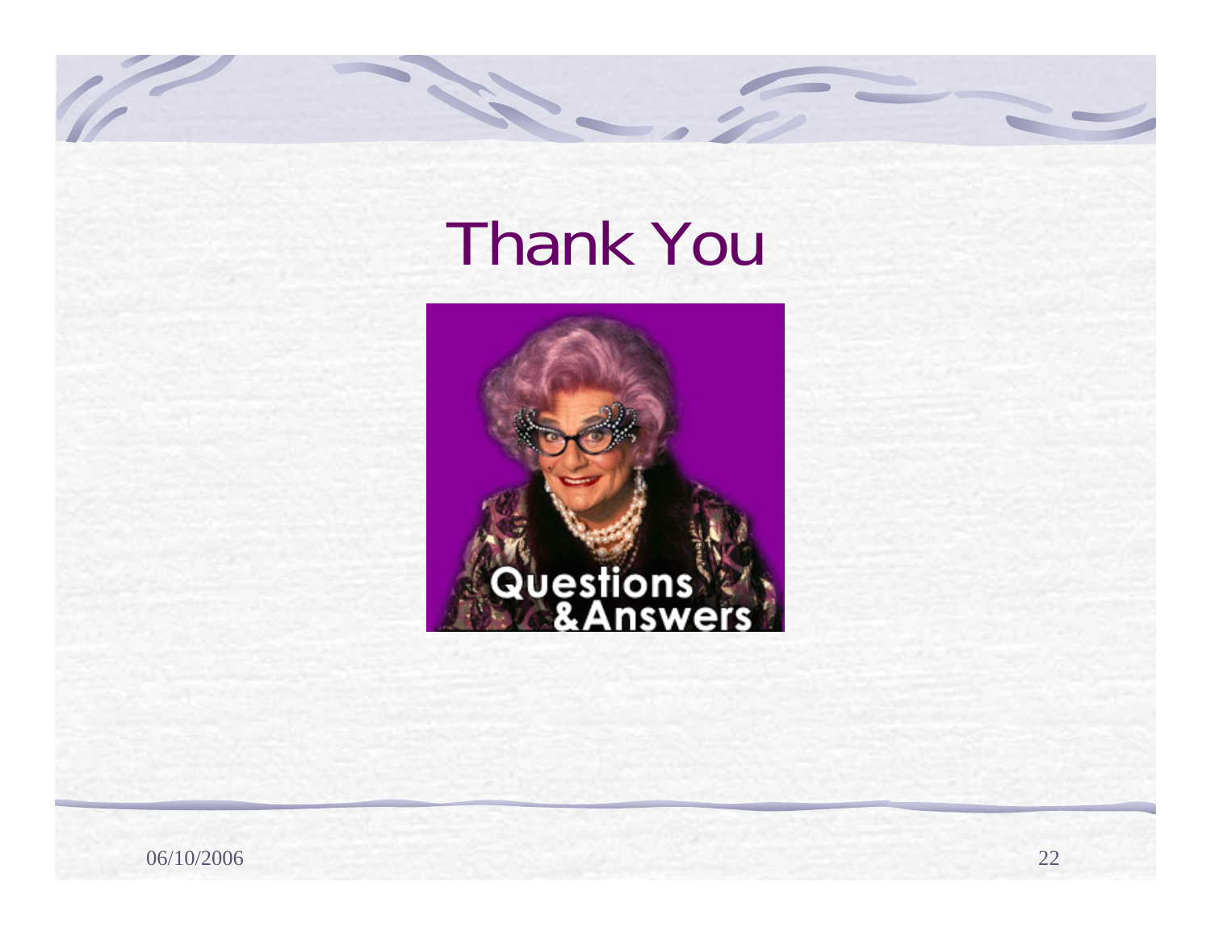# Thank You

Questions
&Answers